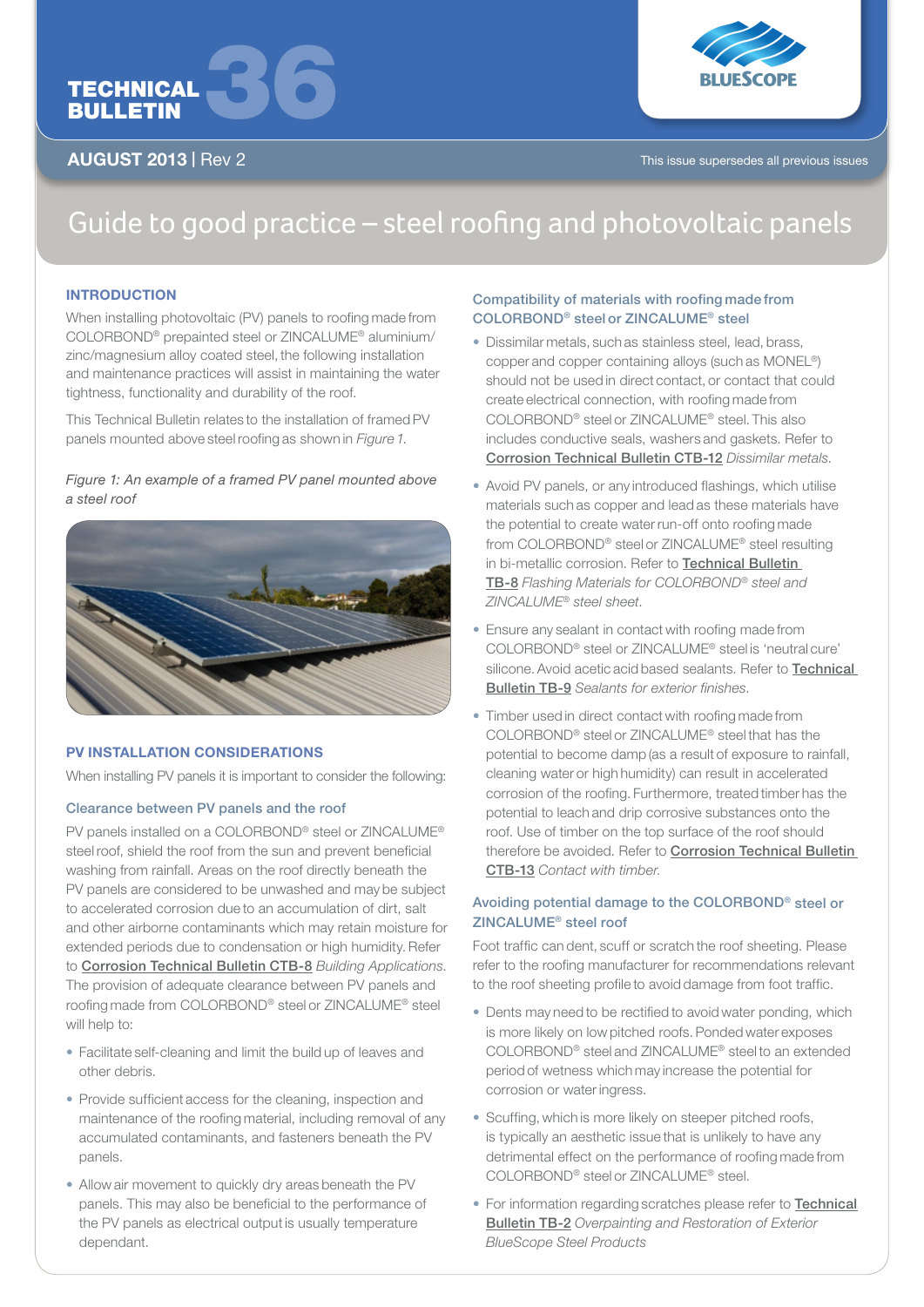TECHNICAL BULLETIN 36

**AUGUST 2013** | Rev 2

This issue supersedes all previous issues

# Guide to good practice – steel roofing and photovoltaic panels

## INTRODUCTION

When installing photovoltaic (PV) panels to roofing made from COLORBOND® prepainted steel or ZINCALUME® aluminium/zinc/magnesium alloy coated steel, the following installation and maintenance practices will assist in maintaining the water tightness, functionality and durability of the roof.

This Technical Bulletin relates to the installation of framed PV panels mounted above steel roofing as shown in *Figure 1*.

*Figure 1: An example of a framed PV panel mounted above a steel roof*

## PV INSTALLATION CONSIDERATIONS

When installing PV panels it is important to consider the following:

### Clearance between PV panels and the roof

PV panels installed on a COLORBOND® steel or ZINCALUME® steel roof, shield the roof from the sun and prevent beneficial washing from rainfall. Areas on the roof directly beneath the PV panels are considered to be unwashed and may be subject to accelerated corrosion due to an accumulation of dirt, salt and other airborne contaminants which may retain moisture for extended periods due to condensation or high humidity. Refer to Corrosion Technical Bulletin CTB-8 *Building Applications*. The provision of adequate clearance between PV panels and roofing made from COLORBOND® steel or ZINCALUME® steel will help to:

- Facilitate self-cleaning and limit the build up of leaves and other debris.
- Provide sufficient access for the cleaning, inspection and maintenance of the roofing material, including removal of any accumulated contaminants, and fasteners beneath the PV panels.
- Allow air movement to quickly dry areas beneath the PV panels. This may also be beneficial to the performance of the PV panels as electrical output is usually temperature dependant.

### Compatibility of materials with roofing made from COLORBOND® steel or ZINCALUME® steel

- Dissimilar metals, such as stainless steel, lead, brass, copper and copper containing alloys (such as MONEL®) should not be used in direct contact, or contact that could create electrical connection, with roofing made from COLORBOND® steel or ZINCALUME® steel. This also includes conductive seals, washers and gaskets. Refer to Corrosion Technical Bulletin CTB-12 *Dissimilar metals*.
- Avoid PV panels, or any introduced flashings, which utilise materials such as copper and lead as these materials have the potential to create water run-off onto roofing made from COLORBOND® steel or ZINCALUME® steel resulting in bi-metallic corrosion. Refer to Technical Bulletin TB-8 *Flashing Materials for COLORBOND® steel and ZINCALUME® steel sheet*.
- Ensure any sealant in contact with roofing made from COLORBOND® steel or ZINCALUME® steel is 'neutral cure' silicone. Avoid acetic acid based sealants. Refer to Technical Bulletin TB-9 *Sealants for exterior finishes*.
- Timber used in direct contact with roofing made from COLORBOND® steel or ZINCALUME® steel that has the potential to become damp (as a result of exposure to rainfall, cleaning water or high humidity) can result in accelerated corrosion of the roofing. Furthermore, treated timber has the potential to leach and drip corrosive substances onto the roof. Use of timber on the top surface of the roof should therefore be avoided. Refer to Corrosion Technical Bulletin CTB-13 *Contact with timber*.

### Avoiding potential damage to the COLORBOND® steel or ZINCALUME® steel roof

Foot traffic can dent, scuff or scratch the roof sheeting. Please refer to the roofing manufacturer for recommendations relevant to the roof sheeting profile to avoid damage from foot traffic.

- Dents may need to be rectified to avoid water ponding, which is more likely on low pitched roofs. Ponded water exposes COLORBOND® steel and ZINCALUME® steel to an extended period of wetness which may increase the potential for corrosion or water ingress.
- Scuffing, which is more likely on steeper pitched roofs, is typically an aesthetic issue that is unlikely to have any detrimental effect on the performance of roofing made from COLORBOND® steel or ZINCALUME® steel.
- For information regarding scratches please refer to Technical Bulletin TB-2 *Overpainting and Restoration of Exterior BlueScope Steel Products*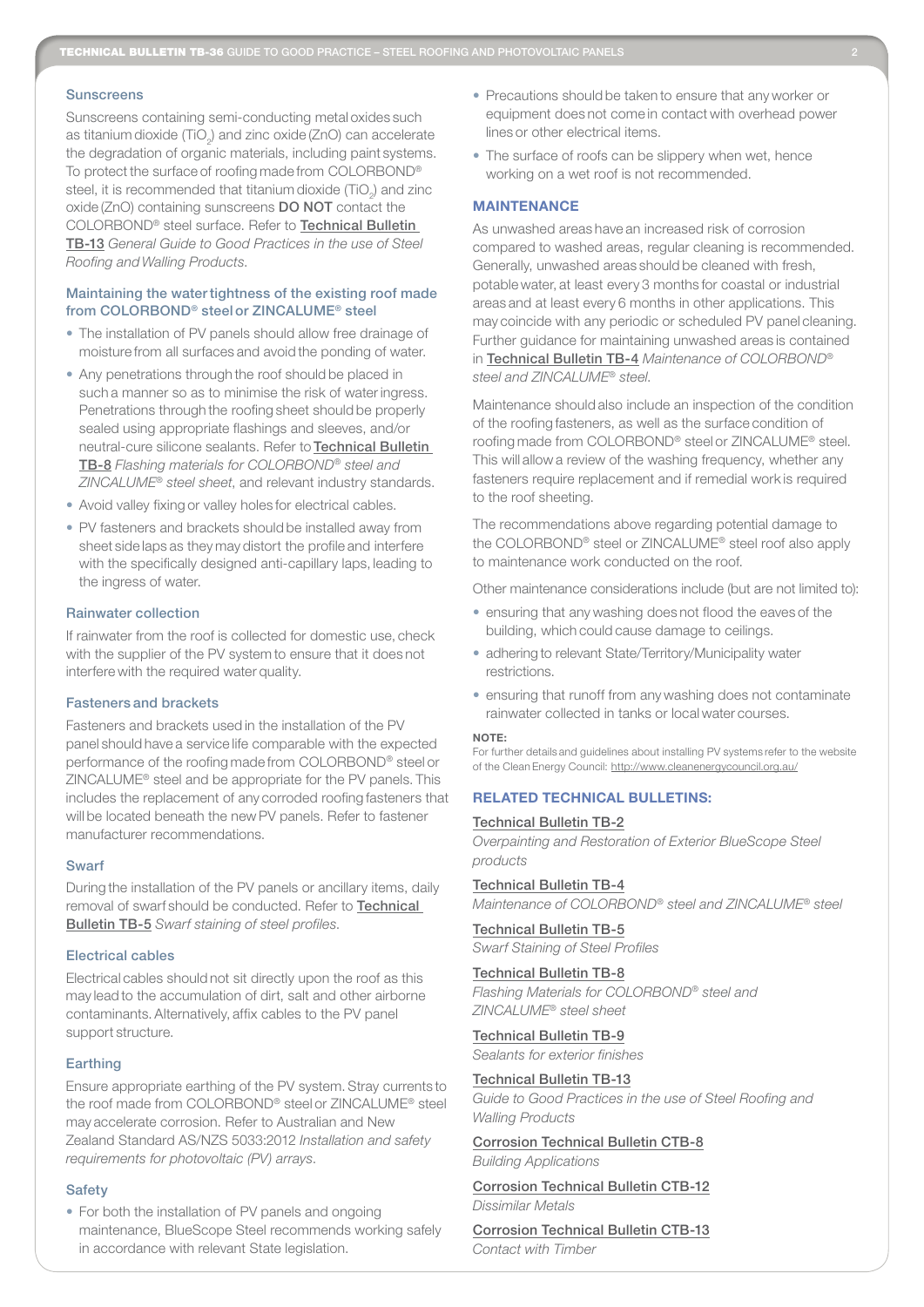### Sunscreens

Sunscreens containing semi-conducting metal oxides such as titanium dioxide ($TiO_2$) and zinc oxide (ZnO) can accelerate the degradation of organic materials, including paint systems. To protect the surface of roofing made from COLORBOND® steel, it is recommended that titanium dioxide ($TiO_2$) and zinc oxide (ZnO) containing sunscreens **DO NOT** contact the COLORBOND® steel surface. Refer to **Technical Bulletin TB-13** *General Guide to Good Practices in the use of Steel Roofing and Walling Products*.

### Maintaining the water tightness of the existing roof made from COLORBOND® steel or ZINCALUME® steel

- The installation of PV panels should allow free drainage of moisture from all surfaces and avoid the ponding of water.
- Any penetrations through the roof should be placed in such a manner so as to minimise the risk of water ingress. Penetrations through the roofing sheet should be properly sealed using appropriate flashings and sleeves, and/or neutral-cure silicone sealants. Refer to **Technical Bulletin TB-8** *Flashing materials for COLORBOND® steel and ZINCALUME® steel sheet*, and relevant industry standards.
- Avoid valley fixing or valley holes for electrical cables.
- PV fasteners and brackets should be installed away from sheet side laps as they may distort the profile and interfere with the specifically designed anti-capillary laps, leading to the ingress of water.

### Rainwater collection

If rainwater from the roof is collected for domestic use, check with the supplier of the PV system to ensure that it does not interfere with the required water quality.

### Fasteners and brackets

Fasteners and brackets used in the installation of the PV panel should have a service life comparable with the expected performance of the roofing made from COLORBOND® steel or ZINCALUME® steel and be appropriate for the PV panels. This includes the replacement of any corroded roofing fasteners that will be located beneath the new PV panels. Refer to fastener manufacturer recommendations.

### Swarf

During the installation of the PV panels or ancillary items, daily removal of swarf should be conducted. Refer to **Technical Bulletin TB-5** *Swarf staining of steel profiles.*

### Electrical cables

Electrical cables should not sit directly upon the roof as this may lead to the accumulation of dirt, salt and other airborne contaminants. Alternatively, affix cables to the PV panel support structure.

### Earthing

Ensure appropriate earthing of the PV system. Stray currents to the roof made from COLORBOND® steel or ZINCALUME® steel may accelerate corrosion. Refer to Australian and New Zealand Standard AS/NZS 5033:2012 *Installation and safety requirements for photovoltaic (PV) arrays*.

### Safety

- For both the installation of PV panels and ongoing maintenance, BlueScope Steel recommends working safely in accordance with relevant State legislation.
- Precautions should be taken to ensure that any worker or equipment does not come in contact with overhead power lines or other electrical items.
- The surface of roofs can be slippery when wet, hence working on a wet roof is not recommended.

## MAINTENANCE

As unwashed areas have an increased risk of corrosion compared to washed areas, regular cleaning is recommended. Generally, unwashed areas should be cleaned with fresh, potable water, at least every 3 months for coastal or industrial areas and at least every 6 months in other applications. This may coincide with any periodic or scheduled PV panel cleaning. Further guidance for maintaining unwashed areas is contained in **Technical Bulletin TB-4** *Maintenance of COLORBOND® steel and ZINCALUME® steel.*

Maintenance should also include an inspection of the condition of the roofing fasteners, as well as the surface condition of roofing made from COLORBOND® steel or ZINCALUME® steel. This will allow a review of the washing frequency, whether any fasteners require replacement and if remedial work is required to the roof sheeting.

The recommendations above regarding potential damage to the COLORBOND® steel or ZINCALUME® steel roof also apply to maintenance work conducted on the roof.

Other maintenance considerations include (but are not limited to):

- ensuring that any washing does not flood the eaves of the building, which could cause damage to ceilings.
- adhering to relevant State/Territory/Municipality water restrictions.
- ensuring that runoff from any washing does not contaminate rainwater collected in tanks or local water courses.

**NOTE:**
For further details and guidelines about installing PV systems refer to the website of the Clean Energy Council: http://www.cleanenergycouncil.org.au/

## RELATED TECHNICAL BULLETINS:

Technical Bulletin TB-2
*Overpainting and Restoration of Exterior BlueScope Steel products*

Technical Bulletin TB-4
*Maintenance of COLORBOND® steel and ZINCALUME® steel*

Technical Bulletin TB-5
*Swarf Staining of Steel Profiles*

Technical Bulletin TB-8
*Flashing Materials for COLORBOND® steel and ZINCALUME® steel sheet*

Technical Bulletin TB-9
*Sealants for exterior finishes*

Technical Bulletin TB-13
*Guide to Good Practices in the use of Steel Roofing and Walling Products*

Corrosion Technical Bulletin CTB-8
*Building Applications*

Corrosion Technical Bulletin CTB-12
*Dissimilar Metals*

Corrosion Technical Bulletin CTB-13
*Contact with Timber*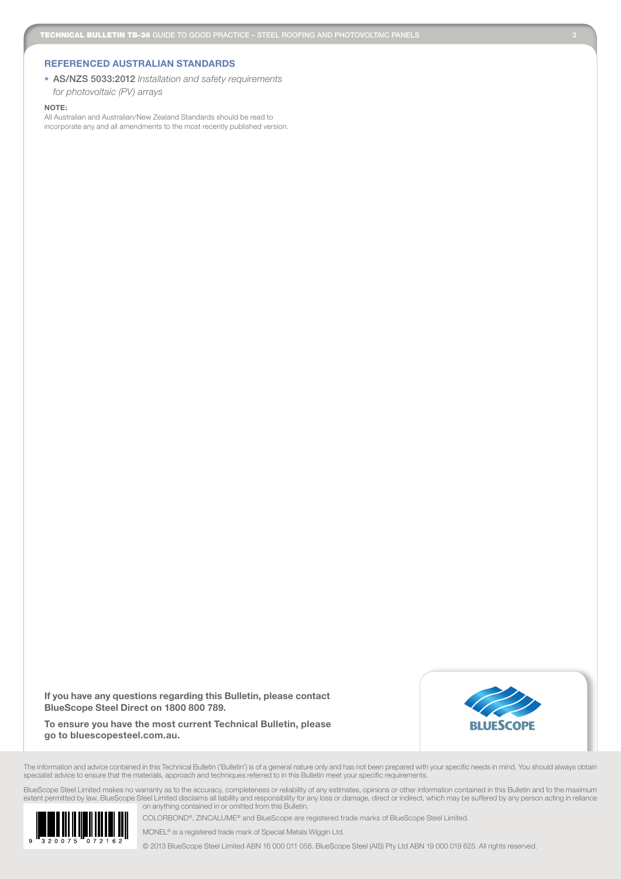## REFERENCED AUSTRALIAN STANDARDS

- **AS/NZS 5033:2012** *Installation and safety requirements for photovoltaic (PV) arrays*

**NOTE:**
All Australian and Australian/New Zealand Standards should be read to incorporate any and all amendments to the most recently published version.

**If you have any questions regarding this Bulletin, please contact BlueScope Steel Direct on 1800 800 789.**

**To ensure you have the most current Technical Bulletin, please go to bluescopesteel.com.au.**

BLUESCOPE

The information and advice contained in this Technical Bulletin ('Bulletin') is of a general nature only and has not been prepared with your specific needs in mind. You should always obtain specialist advice to ensure that the materials, approach and techniques referred to in this Bulletin meet your specific requirements.

BlueScope Steel Limited makes no warranty as to the accuracy, completeness or reliability of any estimates, opinions or other information contained in this Bulletin and to the maximum extent permitted by law, BlueScope Steel Limited disclaims all liability and responsibility for any loss or damage, direct or indirect, which may be suffered by any person acting in reliance on anything contained in or omitted from this Bulletin.

9 320075 072162

COLORBOND®, ZINCALUME® and BlueScope are registered trade marks of BlueScope Steel Limited.

MONEL® is a registered trade mark of Special Metals Wiggin Ltd.

© 2013 BlueScope Steel Limited ABN 16 000 011 058. BlueScope Steel (AIS) Pty Ltd ABN 19 000 019 625. All rights reserved.